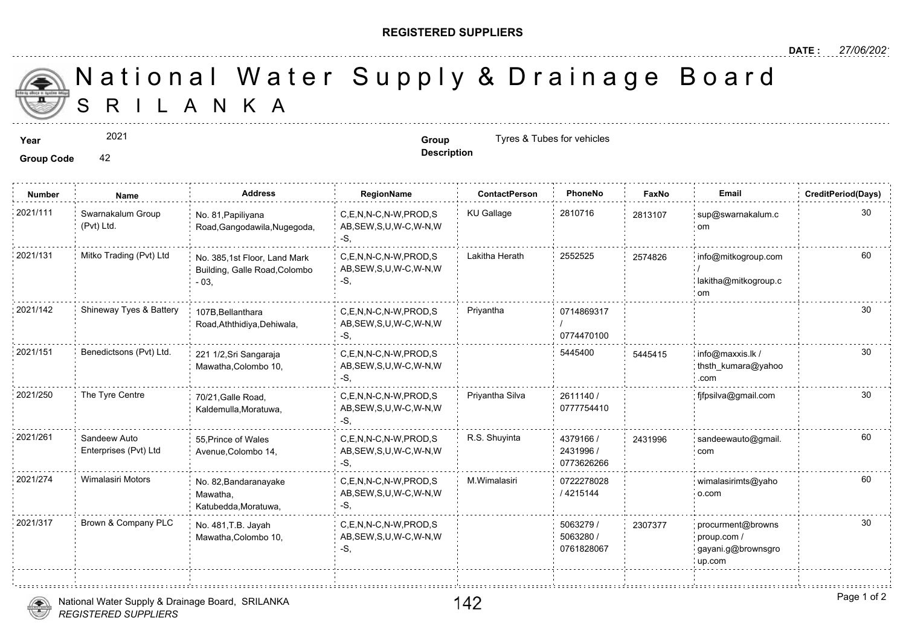**REGISTERED SUPPLIERS**

**DATE :** *27/06/2021*

# National Water Supply & Drainage Board
# SRILANKA

**Year** 2021

**Group Code** 42

**Group Description** Tyres & Tubes for vehicles

| Number | Name | Address | RegionName | ContactPerson | PhoneNo | FaxNo | Email | CreditPeriod(Days) |
|---|---|---|---|---|---|---|---|---|
| 2021/111 | Swarnakalum Group (Pvt) Ltd. | No. 81,Papiliyana Road,Gangodawila,Nugegoda, | C,E,N,N-C,N-W,PROD,SAB,SEW,S,U,W-C,W-N,W-S, | KU Gallage | 2810716 | 2813107 | sup@swarnakalum.com | 30 |
| 2021/131 | Mitko Trading (Pvt) Ltd | No. 385,1st Floor, Land Mark Building, Galle Road,Colombo - 03, | C,E,N,N-C,N-W,PROD,SAB,SEW,S,U,W-C,W-N,W-S, | Lakitha Herath | 2552525 | 2574826 | info@mitkogroup.com / lakitha@mitkogroup.com | 60 |
| 2021/142 | Shineway Tyes & Battery | 107B,Bellanthara Road,Aththidiya,Dehiwala, | C,E,N,N-C,N-W,PROD,SAB,SEW,S,U,W-C,W-N,W-S, | Priyantha | 0714869317 / 0774470100 | | | 30 |
| 2021/151 | Benedictsons (Pvt) Ltd. | 221 1/2,Sri Sangaraja Mawatha,Colombo 10, | C,E,N,N-C,N-W,PROD,SAB,SEW,S,U,W-C,W-N,W-S, | | 5445400 | 5445415 | info@maxxis.lk / thsth_kumara@yahoo.com | 30 |
| 2021/250 | The Tyre Centre | 70/21,Galle Road, Kaldemulla,Moratuwa, | C,E,N,N-C,N-W,PROD,SAB,SEW,S,U,W-C,W-N,W-S, | Priyantha Silva | 2611140 / 0777754410 | | fjfpsilva@gmail.com | 30 |
| 2021/261 | Sandeew Auto Enterprises (Pvt) Ltd | 55,Prince of Wales Avenue,Colombo 14, | C,E,N,N-C,N-W,PROD,SAB,SEW,S,U,W-C,W-N,W-S, | R.S. Shuyinta | 4379166 / 2431996 / 0773626266 | 2431996 | sandeewauto@gmail.com | 60 |
| 2021/274 | Wimalasiri Motors | No. 82,Bandaranayake Mawatha, Katubedda,Moratuwa, | C,E,N,N-C,N-W,PROD,SAB,SEW,S,U,W-C,W-N,W-S, | M.Wimalasiri | 0722278028 / 4215144 | | wimalasirimts@yahoo.com | 60 |
| 2021/317 | Brown & Company PLC | No. 481,T.B. Jayah Mawatha,Colombo 10, | C,E,N,N-C,N-W,PROD,SAB,SEW,S,U,W-C,W-N,W-S, | | 5063279 / 5063280 / 0761828067 | 2307377 | procurment@brownsproup.com / gayani.g@brownsgroup.com | 30 |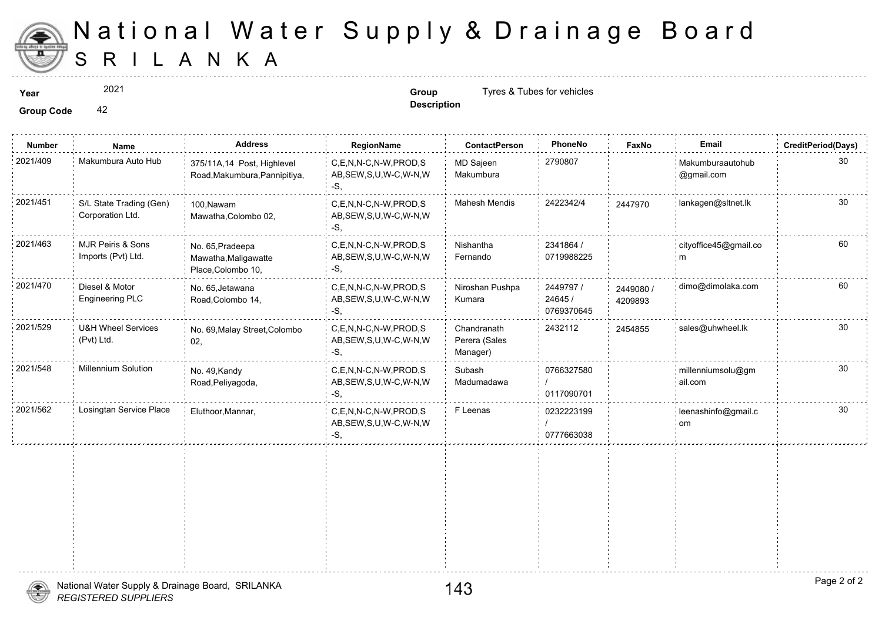# National Water Supply & Drainage Board
## SRILANKA

**Year** 2021

**Group Code** 42

**Group Description** Tyres & Tubes for vehicles

| Number | Name | Address | RegionName | ContactPerson | PhoneNo | FaxNo | Email | CreditPeriod(Days) |
|---|---|---|---|---|---|---|---|---|
| 2021/409 | Makumbura Auto Hub | 375/11A,14 Post, Highlevel Road,Makumbura,Pannipitiya, | C,E,N,N-C,N-W,PROD,SAB,SEW,S,U,W-C,W-N,W-S, | MD Sajeen Makumbura | 2790807 | | Makumburaautohub@gmail.com | 30 |
| 2021/451 | S/L State Trading (Gen) Corporation Ltd. | 100,Nawam Mawatha,Colombo 02, | C,E,N,N-C,N-W,PROD,SAB,SEW,S,U,W-C,W-N,W-S, | Mahesh Mendis | 2422342/4 | 2447970 | lankagen@sltnet.lk | 30 |
| 2021/463 | MJR Peiris & Sons Imports (Pvt) Ltd. | No. 65,Pradeepa Mawatha,Maligawatte Place,Colombo 10, | C,E,N,N-C,N-W,PROD,SAB,SEW,S,U,W-C,W-N,W-S, | Nishantha Fernando | 2341864 / 0719988225 | | cityoffice45@gmail.com | 60 |
| 2021/470 | Diesel & Motor Engineering PLC | No. 65,Jetawana Road,Colombo 14, | C,E,N,N-C,N-W,PROD,SAB,SEW,S,U,W-C,W-N,W-S, | Niroshan Pushpa Kumara | 2449797 / 24645 / 0769370645 | 2449080 / 4209893 | dimo@dimolaka.com | 60 |
| 2021/529 | U&H Wheel Services (Pvt) Ltd. | No. 69,Malay Street,Colombo 02, | C,E,N,N-C,N-W,PROD,SAB,SEW,S,U,W-C,W-N,W-S, | Chandranath Perera (Sales Manager) | 2432112 | 2454855 | sales@uhwheel.lk | 30 |
| 2021/548 | Millennium Solution | No. 49,Kandy Road,Peliyagoda, | C,E,N,N-C,N-W,PROD,SAB,SEW,S,U,W-C,W-N,W-S, | Subash Madumadawa | 0766327580 / 0117090701 | | millenniumsolu@gmail.com | 30 |
| 2021/562 | Losingtan Service Place | Eluthoor,Mannar, | C,E,N,N-C,N-W,PROD,SAB,SEW,S,U,W-C,W-N,W-S, | F Leenas | 0232223199 / 0777663038 | | leenashinfo@gmail.com | 30 |

National Water Supply & Drainage Board, SRILANKA
*REGISTERED SUPPLIERS*